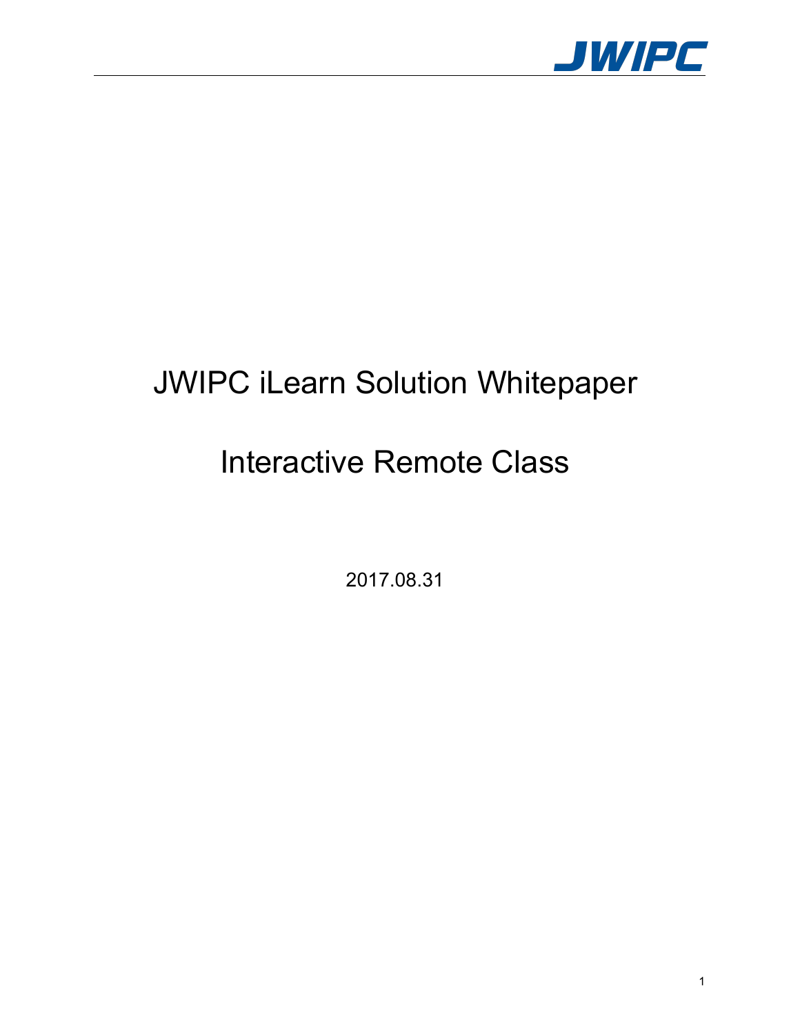# JWIPC iLearn Solution Whitepaper

## Interactive Remote Class

2017.08.31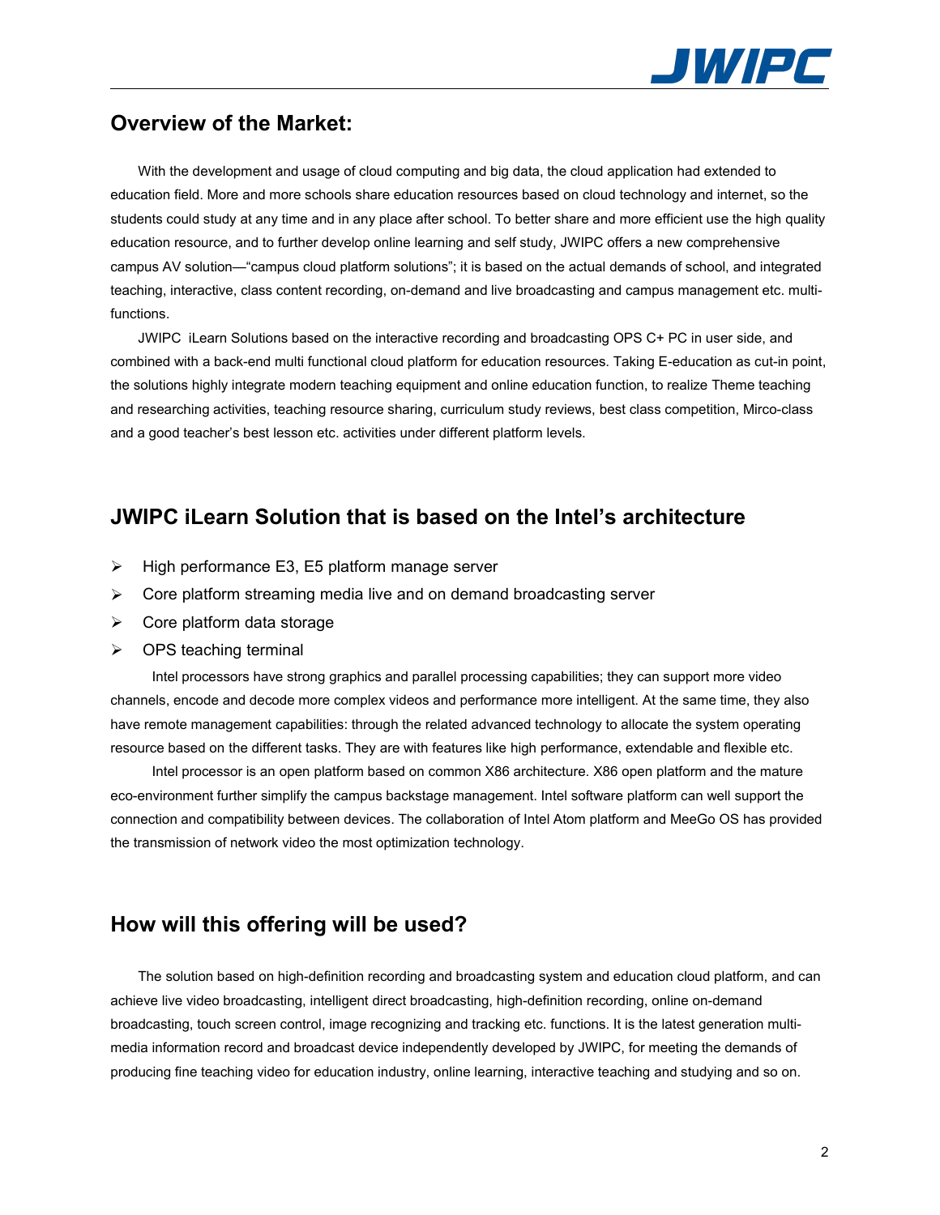## Overview of the Market:

With the development and usage of cloud computing and big data, the cloud application had extended to education field. More and more schools share education resources based on cloud technology and internet, so the students could study at any time and in any place after school. To better share and more efficient use the high quality education resource, and to further develop online learning and self study, JWIPC offers a new comprehensive campus AV solution—"campus cloud platform solutions"; it is based on the actual demands of school, and integrated teaching, interactive, class content recording, on-demand and live broadcasting and campus management etc. multi-functions.

JWIPC iLearn Solutions based on the interactive recording and broadcasting OPS C+ PC in user side, and combined with a back-end multi functional cloud platform for education resources. Taking E-education as cut-in point, the solutions highly integrate modern teaching equipment and online education function, to realize Theme teaching and researching activities, teaching resource sharing, curriculum study reviews, best class competition, Mirco-class and a good teacher's best lesson etc. activities under different platform levels.

## JWIPC iLearn Solution that is based on the Intel's architecture

- High performance E3, E5 platform manage server
- Core platform streaming media live and on demand broadcasting server
- Core platform data storage
- OPS teaching terminal

Intel processors have strong graphics and parallel processing capabilities; they can support more video channels, encode and decode more complex videos and performance more intelligent. At the same time, they also have remote management capabilities: through the related advanced technology to allocate the system operating resource based on the different tasks. They are with features like high performance, extendable and flexible etc.

Intel processor is an open platform based on common X86 architecture. X86 open platform and the mature eco-environment further simplify the campus backstage management. Intel software platform can well support the connection and compatibility between devices. The collaboration of Intel Atom platform and MeeGo OS has provided the transmission of network video the most optimization technology.

## How will this offering will be used?

The solution based on high-definition recording and broadcasting system and education cloud platform, and can achieve live video broadcasting, intelligent direct broadcasting, high-definition recording, online on-demand broadcasting, touch screen control, image recognizing and tracking etc. functions. It is the latest generation multi-media information record and broadcast device independently developed by JWIPC, for meeting the demands of producing fine teaching video for education industry, online learning, interactive teaching and studying and so on.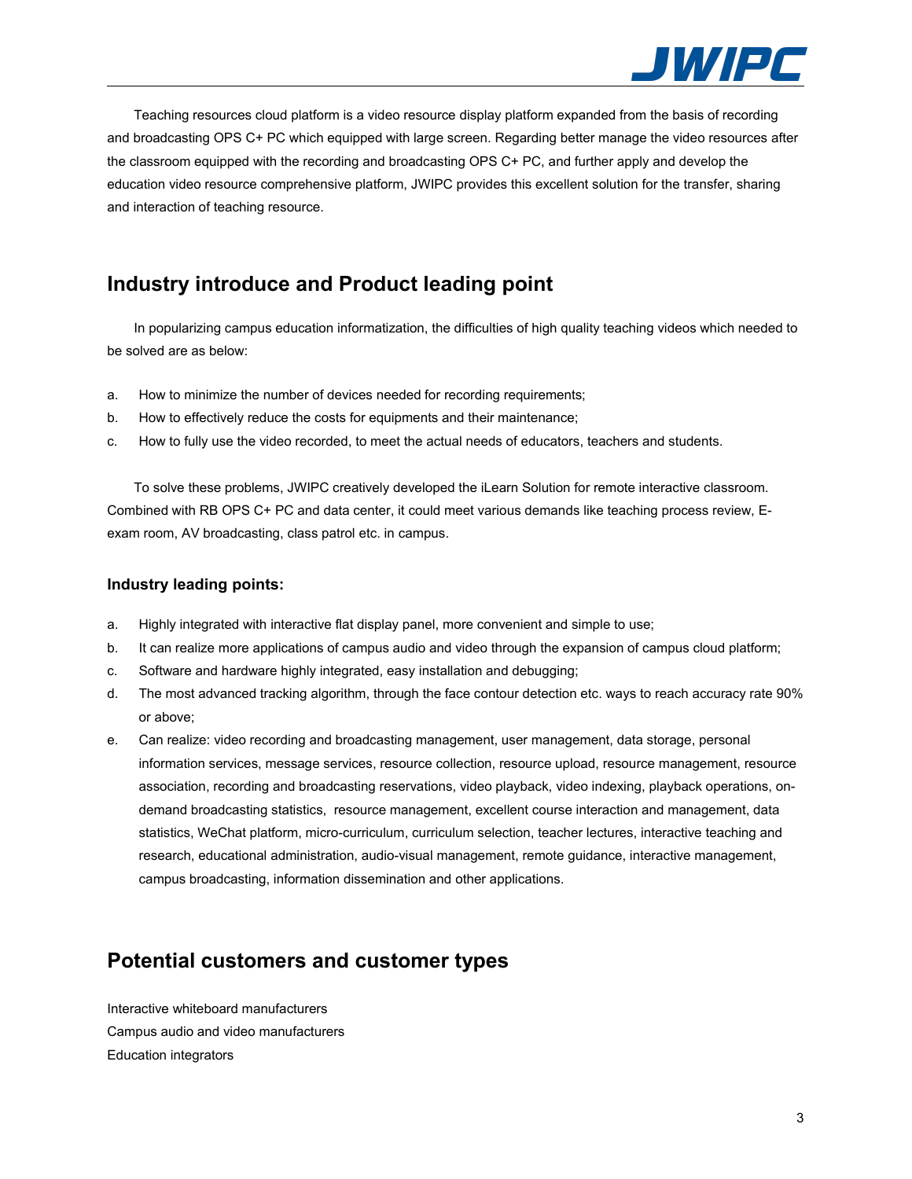Teaching resources cloud platform is a video resource display platform expanded from the basis of recording and broadcasting OPS C+ PC which equipped with large screen. Regarding better manage the video resources after the classroom equipped with the recording and broadcasting OPS C+ PC, and further apply and develop the education video resource comprehensive platform, JWIPC provides this excellent solution for the transfer, sharing and interaction of teaching resource.

## Industry introduce and Product leading point

In popularizing campus education informatization, the difficulties of high quality teaching videos which needed to be solved are as below:

a. How to minimize the number of devices needed for recording requirements;
b. How to effectively reduce the costs for equipments and their maintenance;
c. How to fully use the video recorded, to meet the actual needs of educators, teachers and students.

To solve these problems, JWIPC creatively developed the iLearn Solution for remote interactive classroom. Combined with RB OPS C+ PC and data center, it could meet various demands like teaching process review, E-exam room, AV broadcasting, class patrol etc. in campus.

### Industry leading points:

a. Highly integrated with interactive flat display panel, more convenient and simple to use;
b. It can realize more applications of campus audio and video through the expansion of campus cloud platform;
c. Software and hardware highly integrated, easy installation and debugging;
d. The most advanced tracking algorithm, through the face contour detection etc. ways to reach accuracy rate 90% or above;
e. Can realize: video recording and broadcasting management, user management, data storage, personal information services, message services, resource collection, resource upload, resource management, resource association, recording and broadcasting reservations, video playback, video indexing, playback operations, on-demand broadcasting statistics, resource management, excellent course interaction and management, data statistics, WeChat platform, micro-curriculum, curriculum selection, teacher lectures, interactive teaching and research, educational administration, audio-visual management, remote guidance, interactive management, campus broadcasting, information dissemination and other applications.

## Potential customers and customer types

Interactive whiteboard manufacturers
Campus audio and video manufacturers
Education integrators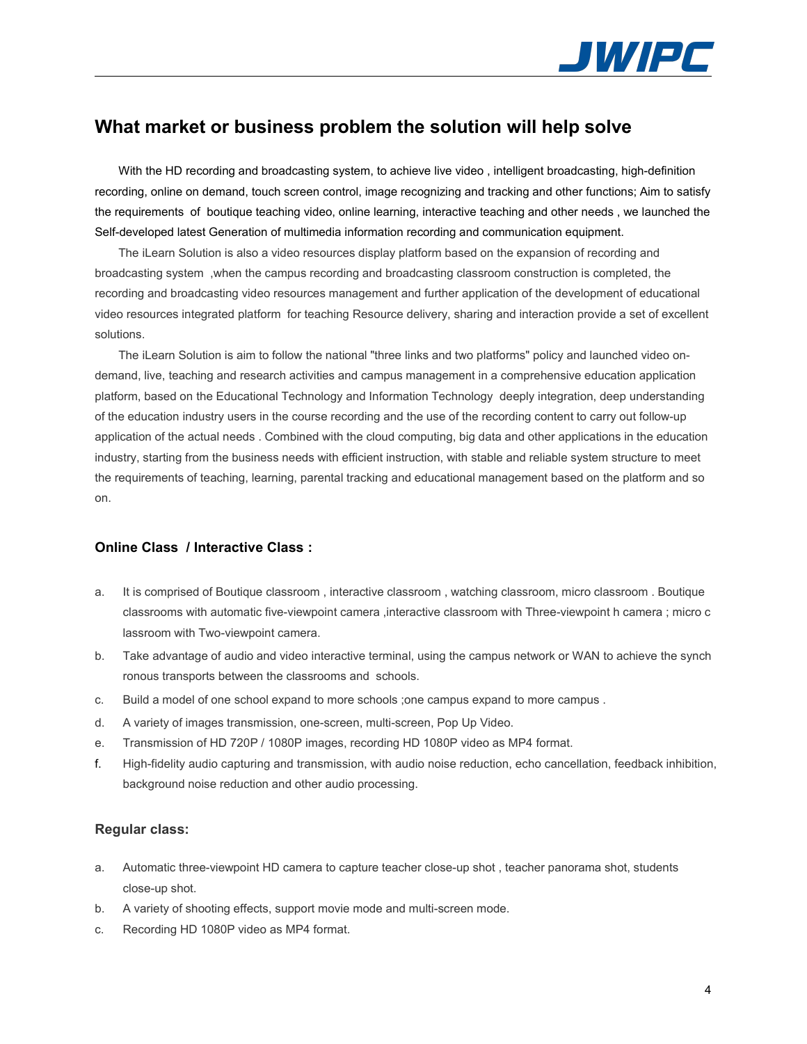## What market or business problem the solution will help solve

With the HD recording and broadcasting system, to achieve live video , intelligent broadcasting, high-definition recording, online on demand, touch screen control, image recognizing and tracking and other functions; Aim to satisfy the requirements of boutique teaching video, online learning, interactive teaching and other needs , we launched the Self-developed latest Generation of multimedia information recording and communication equipment.

The iLearn Solution is also a video resources display platform based on the expansion of recording and broadcasting system ,when the campus recording and broadcasting classroom construction is completed, the recording and broadcasting video resources management and further application of the development of educational video resources integrated platform for teaching Resource delivery, sharing and interaction provide a set of excellent solutions.

The iLearn Solution is aim to follow the national "three links and two platforms" policy and launched video on-demand, live, teaching and research activities and campus management in a comprehensive education application platform, based on the Educational Technology and Information Technology deeply integration, deep understanding of the education industry users in the course recording and the use of the recording content to carry out follow-up application of the actual needs . Combined with the cloud computing, big data and other applications in the education industry, starting from the business needs with efficient instruction, with stable and reliable system structure to meet the requirements of teaching, learning, parental tracking and educational management based on the platform and so on.

### Online Class / Interactive Class :

a. It is comprised of Boutique classroom , interactive classroom , watching classroom, micro classroom . Boutique classrooms with automatic five-viewpoint camera ,interactive classroom with Three-viewpoint h camera ; micro classroom with Two-viewpoint camera.
b. Take advantage of audio and video interactive terminal, using the campus network or WAN to achieve the synchronous transports between the classrooms and schools.
c. Build a model of one school expand to more schools ;one campus expand to more campus .
d. A variety of images transmission, one-screen, multi-screen, Pop Up Video.
e. Transmission of HD 720P / 1080P images, recording HD 1080P video as MP4 format.
f. High-fidelity audio capturing and transmission, with audio noise reduction, echo cancellation, feedback inhibition, background noise reduction and other audio processing.

### Regular class:

a. Automatic three-viewpoint HD camera to capture teacher close-up shot , teacher panorama shot, students close-up shot.
b. A variety of shooting effects, support movie mode and multi-screen mode.
c. Recording HD 1080P video as MP4 format.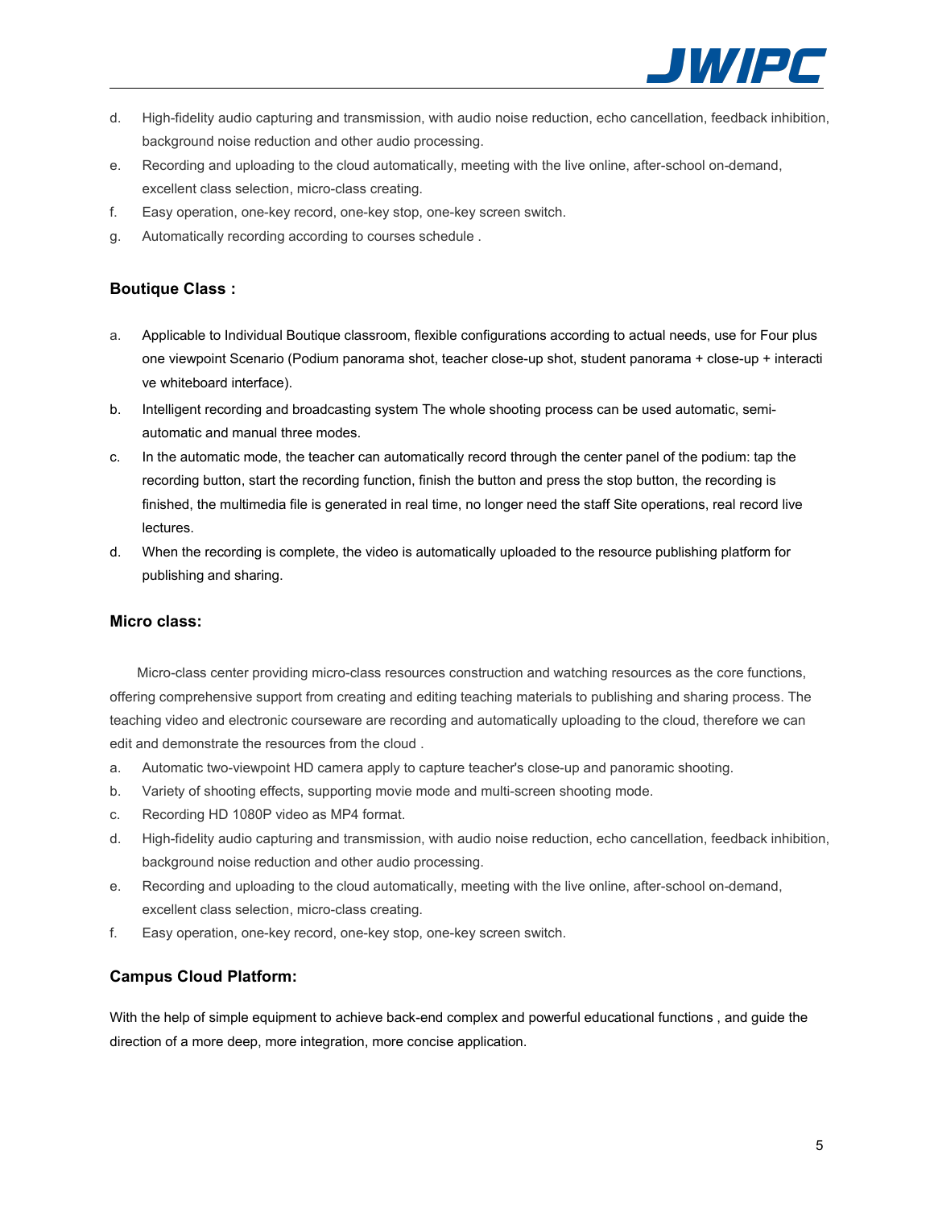d. High-fidelity audio capturing and transmission, with audio noise reduction, echo cancellation, feedback inhibition, background noise reduction and other audio processing.

e. Recording and uploading to the cloud automatically, meeting with the live online, after-school on-demand, excellent class selection, micro-class creating.

f. Easy operation, one-key record, one-key stop, one-key screen switch.

g. Automatically recording according to courses schedule .

### Boutique Class :

a. Applicable to Individual Boutique classroom, flexible configurations according to actual needs, use for Four plus one viewpoint Scenario (Podium panorama shot, teacher close-up shot, student panorama + close-up + interacti ve whiteboard interface).

b. Intelligent recording and broadcasting system The whole shooting process can be used automatic, semi-automatic and manual three modes.

c. In the automatic mode, the teacher can automatically record through the center panel of the podium: tap the recording button, start the recording function, finish the button and press the stop button, the recording is finished, the multimedia file is generated in real time, no longer need the staff Site operations, real record live lectures.

d. When the recording is complete, the video is automatically uploaded to the resource publishing platform for publishing and sharing.

### Micro class:

Micro-class center providing micro-class resources construction and watching resources as the core functions, offering comprehensive support from creating and editing teaching materials to publishing and sharing process. The teaching video and electronic courseware are recording and automatically uploading to the cloud, therefore we can edit and demonstrate the resources from the cloud .

a. Automatic two-viewpoint HD camera apply to capture teacher's close-up and panoramic shooting.

b. Variety of shooting effects, supporting movie mode and multi-screen shooting mode.

c. Recording HD 1080P video as MP4 format.

d. High-fidelity audio capturing and transmission, with audio noise reduction, echo cancellation, feedback inhibition, background noise reduction and other audio processing.

e. Recording and uploading to the cloud automatically, meeting with the live online, after-school on-demand, excellent class selection, micro-class creating.

f. Easy operation, one-key record, one-key stop, one-key screen switch.

### Campus Cloud Platform:

With the help of simple equipment to achieve back-end complex and powerful educational functions , and guide the direction of a more deep, more integration, more concise application.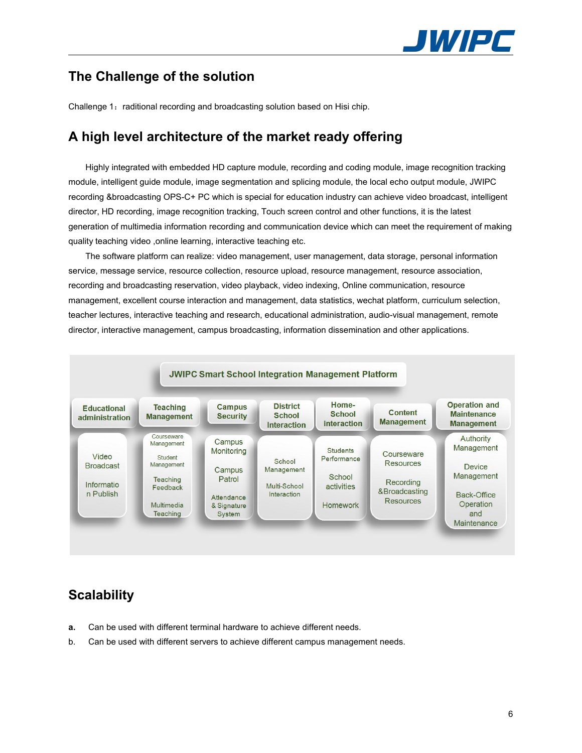## The Challenge of the solution

Challenge 1：raditional recording and broadcasting solution based on Hisi chip.

## A high level architecture of the market ready offering

Highly integrated with embedded HD capture module, recording and coding module, image recognition tracking module, intelligent guide module, image segmentation and splicing module, the local echo output module, JWIPC recording &broadcasting OPS-C+ PC which is special for education industry can achieve video broadcast, intelligent director, HD recording, image recognition tracking, Touch screen control and other functions, it is the latest generation of multimedia information recording and communication device which can meet the requirement of making quality teaching video ,online learning, interactive teaching etc.

The software platform can realize: video management, user management, data storage, personal information service, message service, resource collection, resource upload, resource management, resource association, recording and broadcasting reservation, video playback, video indexing, Online communication, resource management, excellent course interaction and management, data statistics, wechat platform, curriculum selection, teacher lectures, interactive teaching and research, educational administration, audio-visual management, remote director, interactive management, campus broadcasting, information dissemination and other applications.

**JWIPC Smart School Integration Management Platform**

| Educational administration | Teaching Management | Campus Security | District School Interaction | Home-School interaction | Content Management | Operation and Maintenance Management |
|---|---|---|---|---|---|---|
| Video Broadcast | Courseware Management | Campus Monitoring | School Management | Students Performance | Courseware Resources | Authority Management |
| Information Publish | Student Management | Campus Patrol | Multi-School Interaction | School activities | Recording &Broadcasting Resources | Device Management |
| | Teaching Feedback | Attendance & Signature System | | Homework | | Back-Office Operation and Maintenance |
| | Multimedia Teaching | | | | | |

## Scalability

**a.** Can be used with different terminal hardware to achieve different needs.

b. Can be used with different servers to achieve different campus management needs.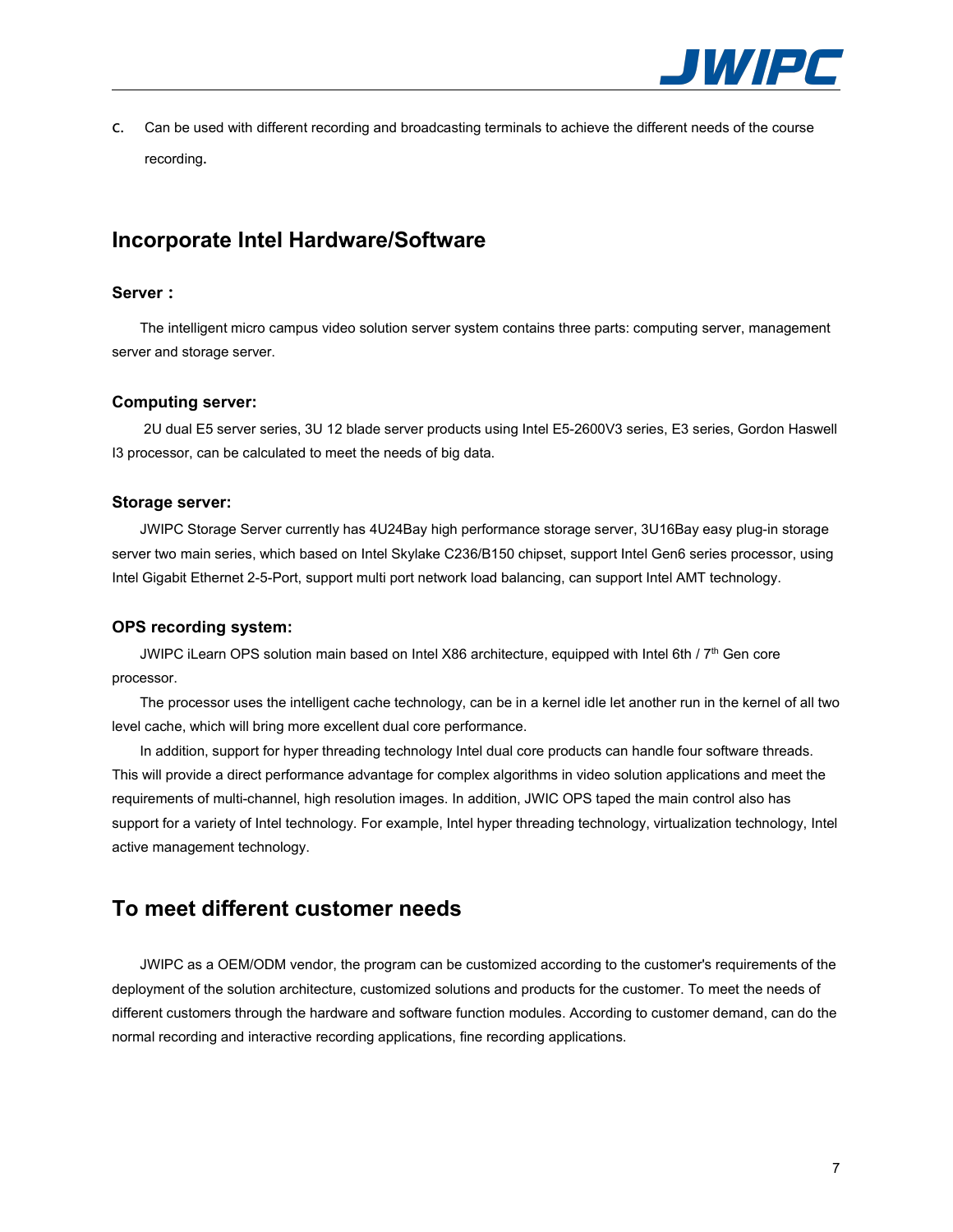c. Can be used with different recording and broadcasting terminals to achieve the different needs of the course recording.

## Incorporate Intel Hardware/Software

### Server：

The intelligent micro campus video solution server system contains three parts: computing server, management server and storage server.

### Computing server:

2U dual E5 server series, 3U 12 blade server products using Intel E5-2600V3 series, E3 series, Gordon Haswell I3 processor, can be calculated to meet the needs of big data.

### Storage server:

JWIPC Storage Server currently has 4U24Bay high performance storage server, 3U16Bay easy plug-in storage server two main series, which based on Intel Skylake C236/B150 chipset, support Intel Gen6 series processor, using Intel Gigabit Ethernet 2-5-Port, support multi port network load balancing, can support Intel AMT technology.

### OPS recording system:

JWIPC iLearn OPS solution main based on Intel X86 architecture, equipped with Intel 6th / 7th Gen core processor.

The processor uses the intelligent cache technology, can be in a kernel idle let another run in the kernel of all two level cache, which will bring more excellent dual core performance.

In addition, support for hyper threading technology Intel dual core products can handle four software threads. This will provide a direct performance advantage for complex algorithms in video solution applications and meet the requirements of multi-channel, high resolution images. In addition, JWIC OPS taped the main control also has support for a variety of Intel technology. For example, Intel hyper threading technology, virtualization technology, Intel active management technology.

## To meet different customer needs

JWIPC as a OEM/ODM vendor, the program can be customized according to the customer's requirements of the deployment of the solution architecture, customized solutions and products for the customer. To meet the needs of different customers through the hardware and software function modules. According to customer demand, can do the normal recording and interactive recording applications, fine recording applications.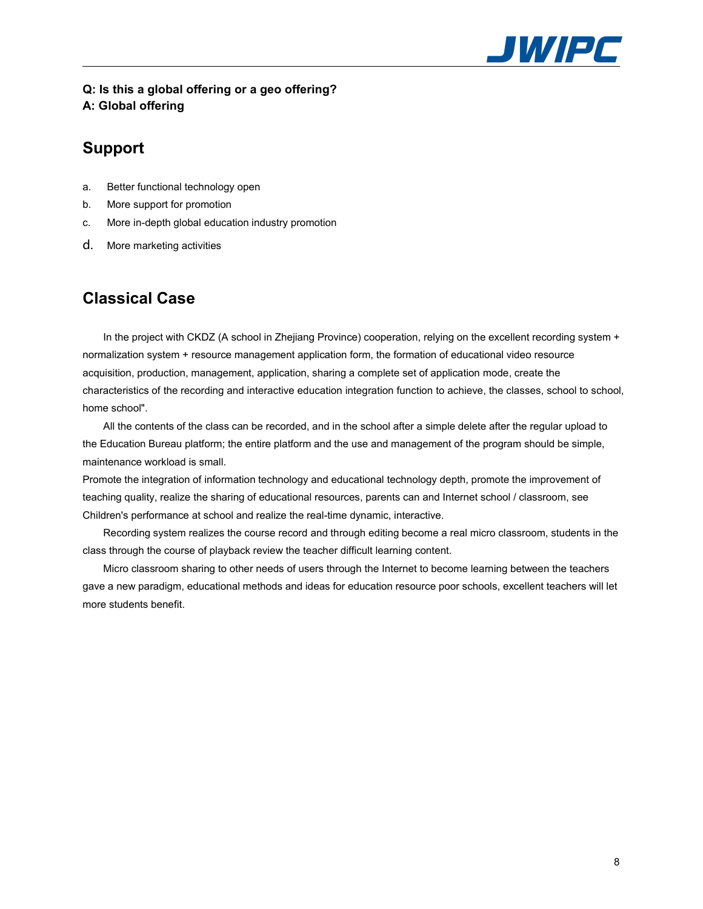**Q: Is this a global offering or a geo offering?**
**A: Global offering**

## Support

a. Better functional technology open
b. More support for promotion
c. More in-depth global education industry promotion
d. More marketing activities

## Classical Case

In the project with CKDZ (A school in Zhejiang Province) cooperation, relying on the excellent recording system + normalization system + resource management application form, the formation of educational video resource acquisition, production, management, application, sharing a complete set of application mode, create the characteristics of the recording and interactive education integration function to achieve, the classes, school to school, home school".

All the contents of the class can be recorded, and in the school after a simple delete after the regular upload to the Education Bureau platform; the entire platform and the use and management of the program should be simple, maintenance workload is small.
Promote the integration of information technology and educational technology depth, promote the improvement of teaching quality, realize the sharing of educational resources, parents can and Internet school / classroom, see Children's performance at school and realize the real-time dynamic, interactive.

Recording system realizes the course record and through editing become a real micro classroom, students in the class through the course of playback review the teacher difficult learning content.

Micro classroom sharing to other needs of users through the Internet to become learning between the teachers gave a new paradigm, educational methods and ideas for education resource poor schools, excellent teachers will let more students benefit.